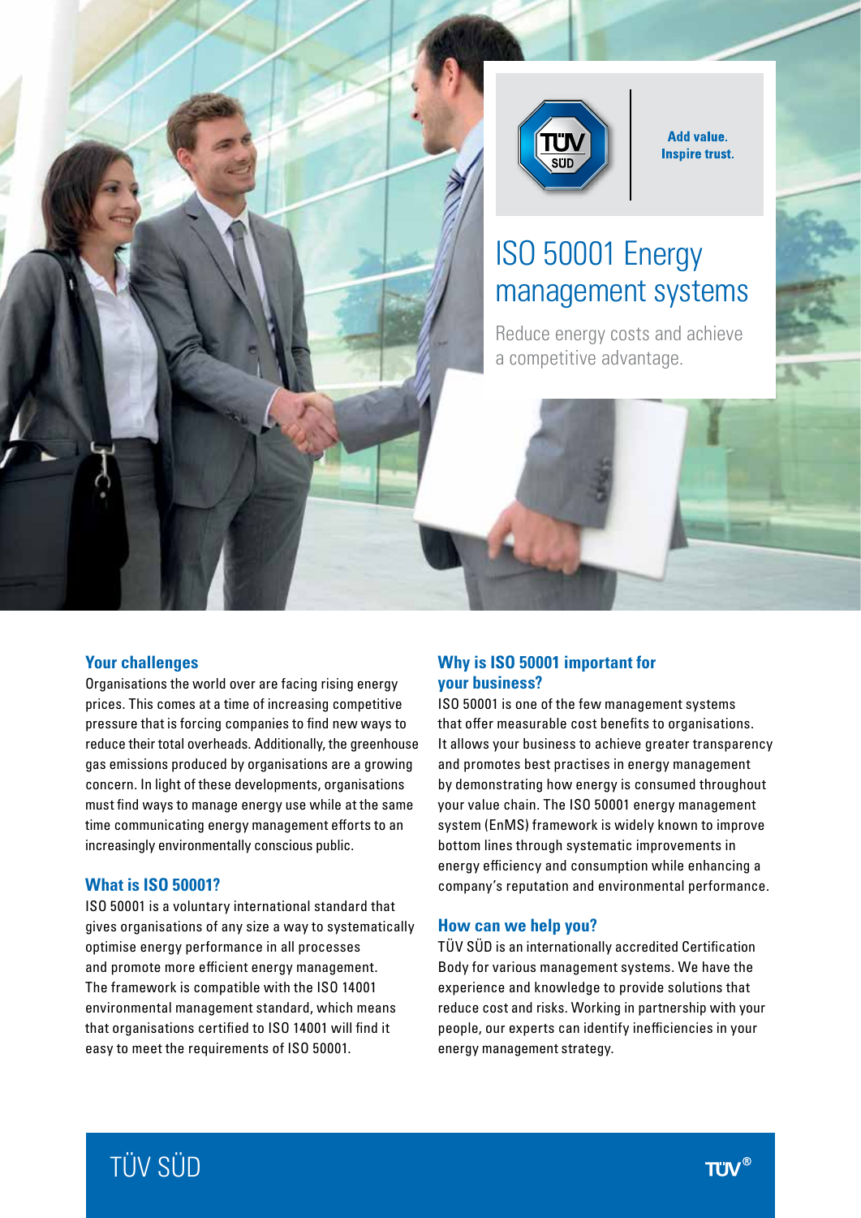Add value.
Inspire trust.

# ISO 50001 Energy management systems

Reduce energy costs and achieve a competitive advantage.

## Your challenges

Organisations the world over are facing rising energy prices. This comes at a time of increasing competitive pressure that is forcing companies to find new ways to reduce their total overheads. Additionally, the greenhouse gas emissions produced by organisations are a growing concern. In light of these developments, organisations must find ways to manage energy use while at the same time communicating energy management efforts to an increasingly environmentally conscious public.

## What is ISO 50001?

ISO 50001 is a voluntary international standard that gives organisations of any size a way to systematically optimise energy performance in all processes and promote more efficient energy management. The framework is compatible with the ISO 14001 environmental management standard, which means that organisations certified to ISO 14001 will find it easy to meet the requirements of ISO 50001.

## Why is ISO 50001 important for your business?

ISO 50001 is one of the few management systems that offer measurable cost benefits to organisations. It allows your business to achieve greater transparency and promotes best practises in energy management by demonstrating how energy is consumed throughout your value chain. The ISO 50001 energy management system (EnMS) framework is widely known to improve bottom lines through systematic improvements in energy efficiency and consumption while enhancing a company's reputation and environmental performance.

## How can we help you?

TÜV SÜD is an internationally accredited Certification Body for various management systems. We have the experience and knowledge to provide solutions that reduce cost and risks. Working in partnership with your people, our experts can identify inefficiencies in your energy management strategy.

TÜV SÜD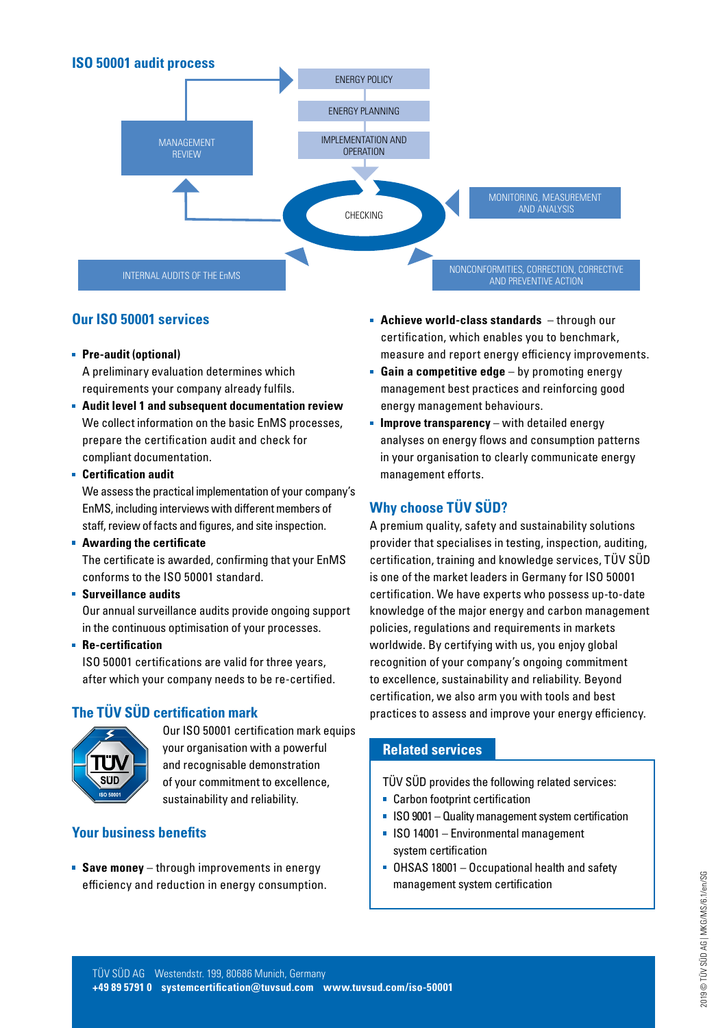## ISO 50001 audit process

ENERGY POLICY

ENERGY PLANNING

IMPLEMENTATION AND OPERATION

CHECKING

MONITORING, MEASUREMENT AND ANALYSIS

NONCONFORMITIES, CORRECTION, CORRECTIVE AND PREVENTIVE ACTION

INTERNAL AUDITS OF THE EnMS

MANAGEMENT REVIEW

## Our ISO 50001 services

- **Pre-audit (optional)**
  A preliminary evaluation determines which requirements your company already fulfils.
- **Audit level 1 and subsequent documentation review**
  We collect information on the basic EnMS processes, prepare the certification audit and check for compliant documentation.
- **Certification audit**
  We assess the practical implementation of your company's EnMS, including interviews with different members of staff, review of facts and figures, and site inspection.
- **Awarding the certificate**
  The certificate is awarded, confirming that your EnMS conforms to the ISO 50001 standard.
- **Surveillance audits**
  Our annual surveillance audits provide ongoing support in the continuous optimisation of your processes.
- **Re-certification**
  ISO 50001 certifications are valid for three years, after which your company needs to be re-certified.

## The TÜV SÜD certification mark

Our ISO 50001 certification mark equips your organisation with a powerful and recognisable demonstration of your commitment to excellence, sustainability and reliability.

## Your business benefits

- **Save money** – through improvements in energy efficiency and reduction in energy consumption.
- **Achieve world-class standards** – through our certification, which enables you to benchmark, measure and report energy efficiency improvements.
- **Gain a competitive edge** – by promoting energy management best practices and reinforcing good energy management behaviours.
- **Improve transparency** – with detailed energy analyses on energy flows and consumption patterns in your organisation to clearly communicate energy management efforts.

## Why choose TÜV SÜD?

A premium quality, safety and sustainability solutions provider that specialises in testing, inspection, auditing, certification, training and knowledge services, TÜV SÜD is one of the market leaders in Germany for ISO 50001 certification. We have experts who possess up-to-date knowledge of the major energy and carbon management policies, regulations and requirements in markets worldwide. By certifying with us, you enjoy global recognition of your company's ongoing commitment to excellence, sustainability and reliability. Beyond certification, we also arm you with tools and best practices to assess and improve your energy efficiency.

## Related services

TÜV SÜD provides the following related services:

- Carbon footprint certification
- ISO 9001 – Quality management system certification
- ISO 14001 – Environmental management system certification
- OHSAS 18001 – Occupational health and safety management system certification

TÜV SÜD AG Westendstr. 199, 80686 Munich, Germany
**+49 89 5791 0 systemcertification@tuvsud.com www.tuvsud.com/iso-50001**

2019 © TÜV SÜD AG | MKG/MS/6.1/en/SG